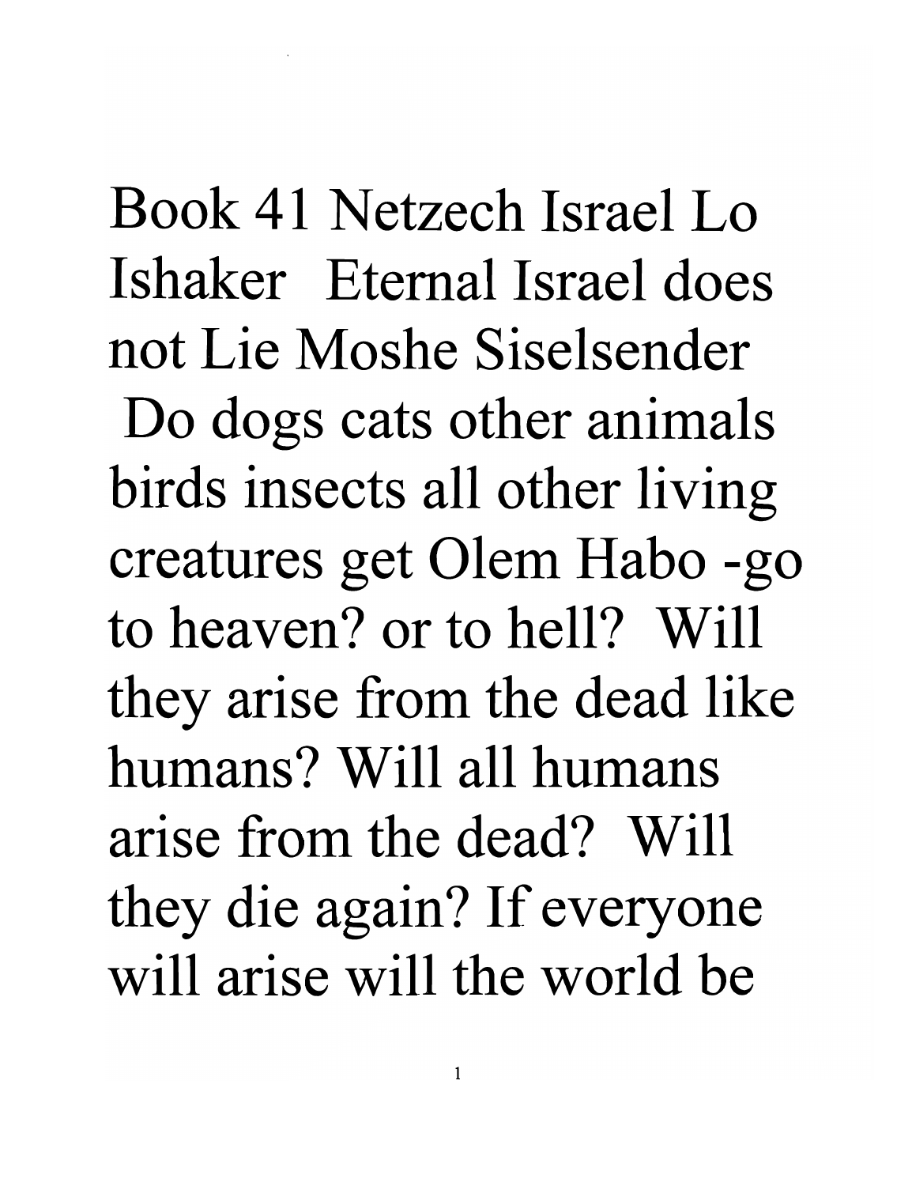Book 41 Netzech Israel Lo Ishaker  Eternal Israel does not Lie Moshe Siselsender

Do dogs cats other animals birds insects all other living creatures get Olem Habo -go to heaven? or to hell? Will they arise from the dead like humans? Will all humans arise from the dead? Will they die again? If everyone will arise will the world be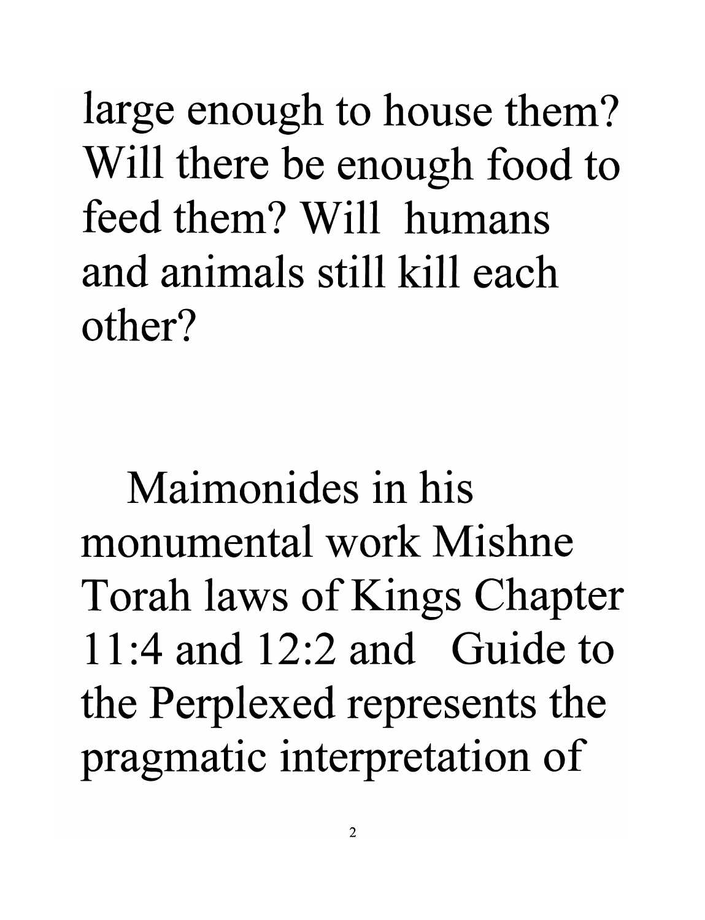large enough to house them? Will there be enough food to feed them? Will humans and animals still kill each other?

Maimonides in his monumental work Mishne Torah laws of Kings Chapter 11:4 and 12:2 and Guide to the Perplexed represents the pragmatic interpretation of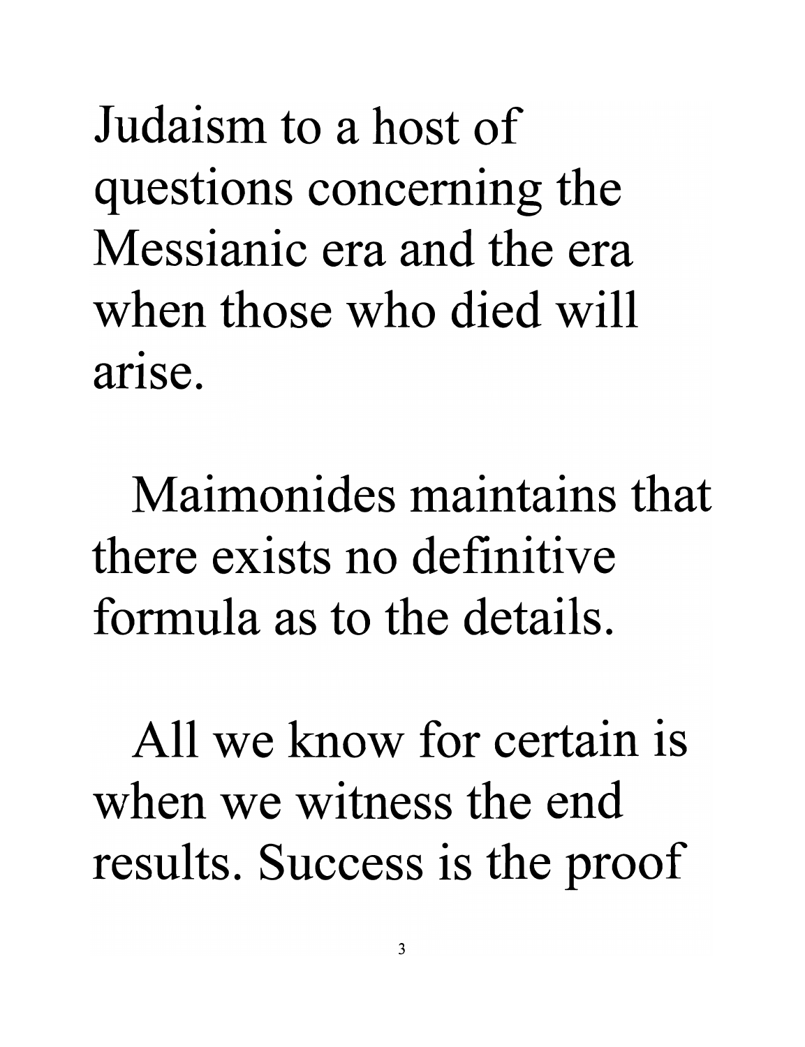Judaism to a host of questions concerning the Messianic era and the era when those who died will arise.

Maimonides maintains that there exists no definitive formula as to the details.

All we know for certain is when we witness the end results. Success is the proof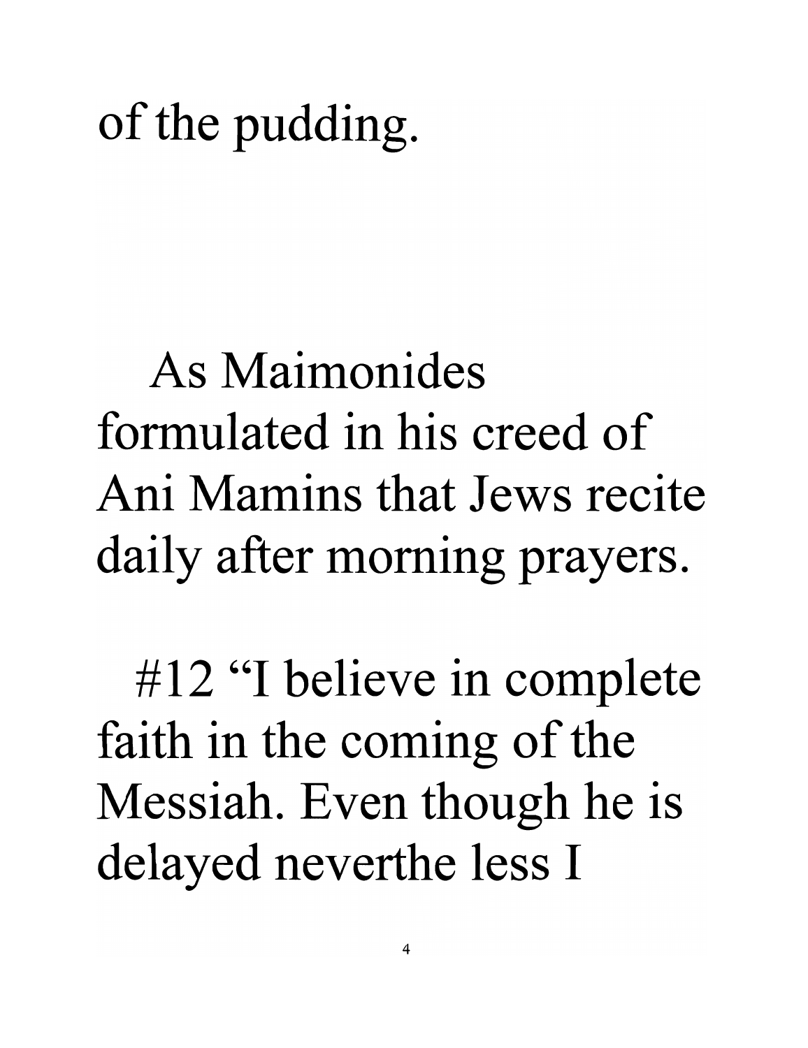of the pudding.

As Maimonides formulated in his creed of Ani Mamins that Jews recite daily after morning prayers.

#12 "I believe in complete faith in the coming of the Messiah. Even though he is delayed neverthe less I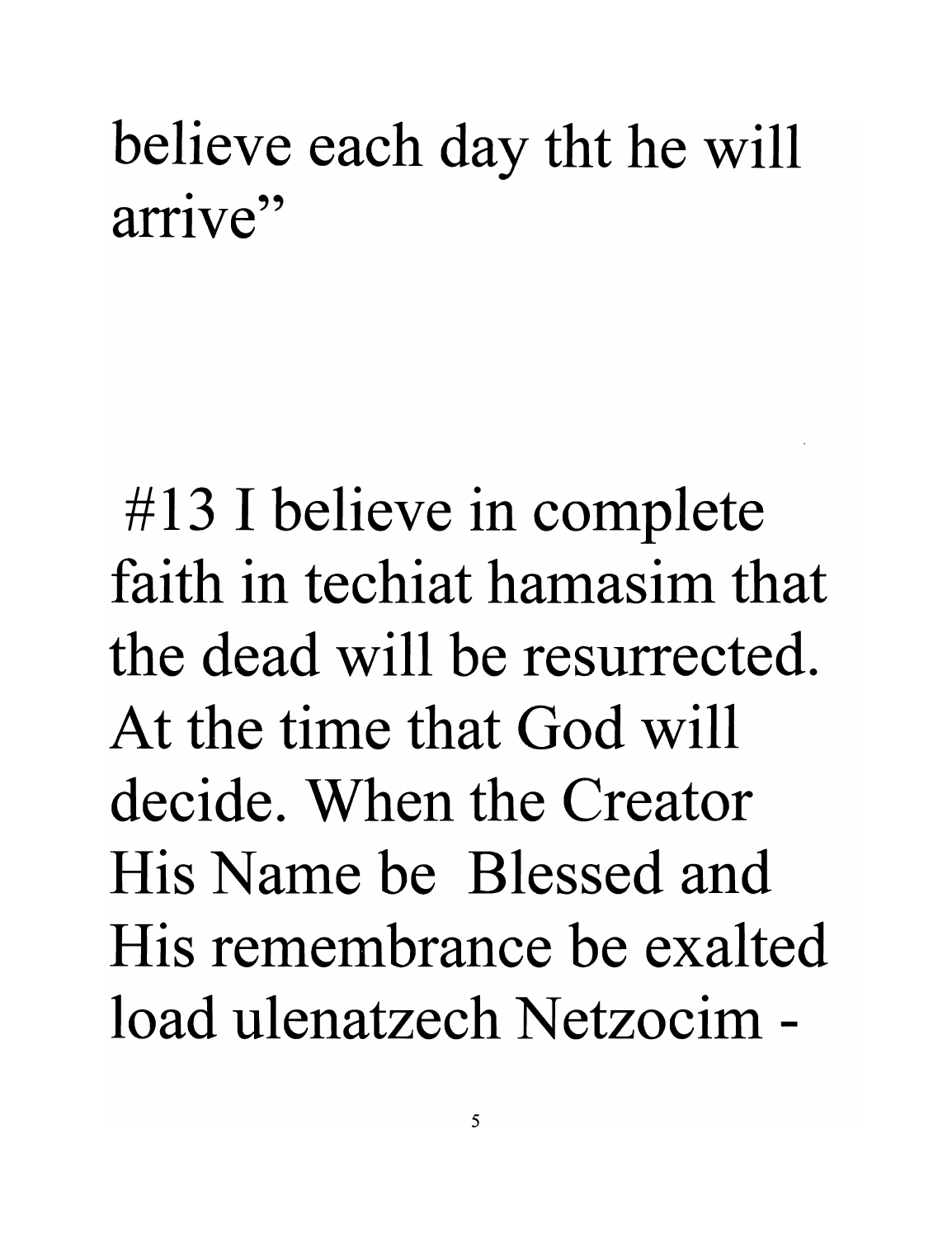believe each day tht he will arrive"

#13 I believe in complete faith in techiat hamasim that the dead will be resurrected. At the time that God will decide. When the Creator His Name be Blessed and His remembrance be exalted load ulenatzech Netzocim -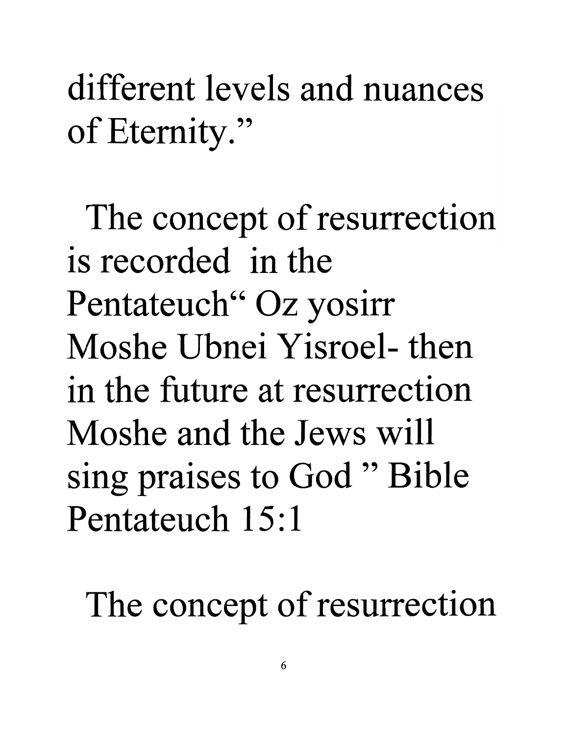different levels and nuances of Eternity."

The concept of resurrection is recorded in the Pentateuch" Oz yosirr Moshe Ubnei Yisroel- then in the future at resurrection Moshe and the Jews will sing praises to God " Bible Pentateuch 15:1

The concept of resurrection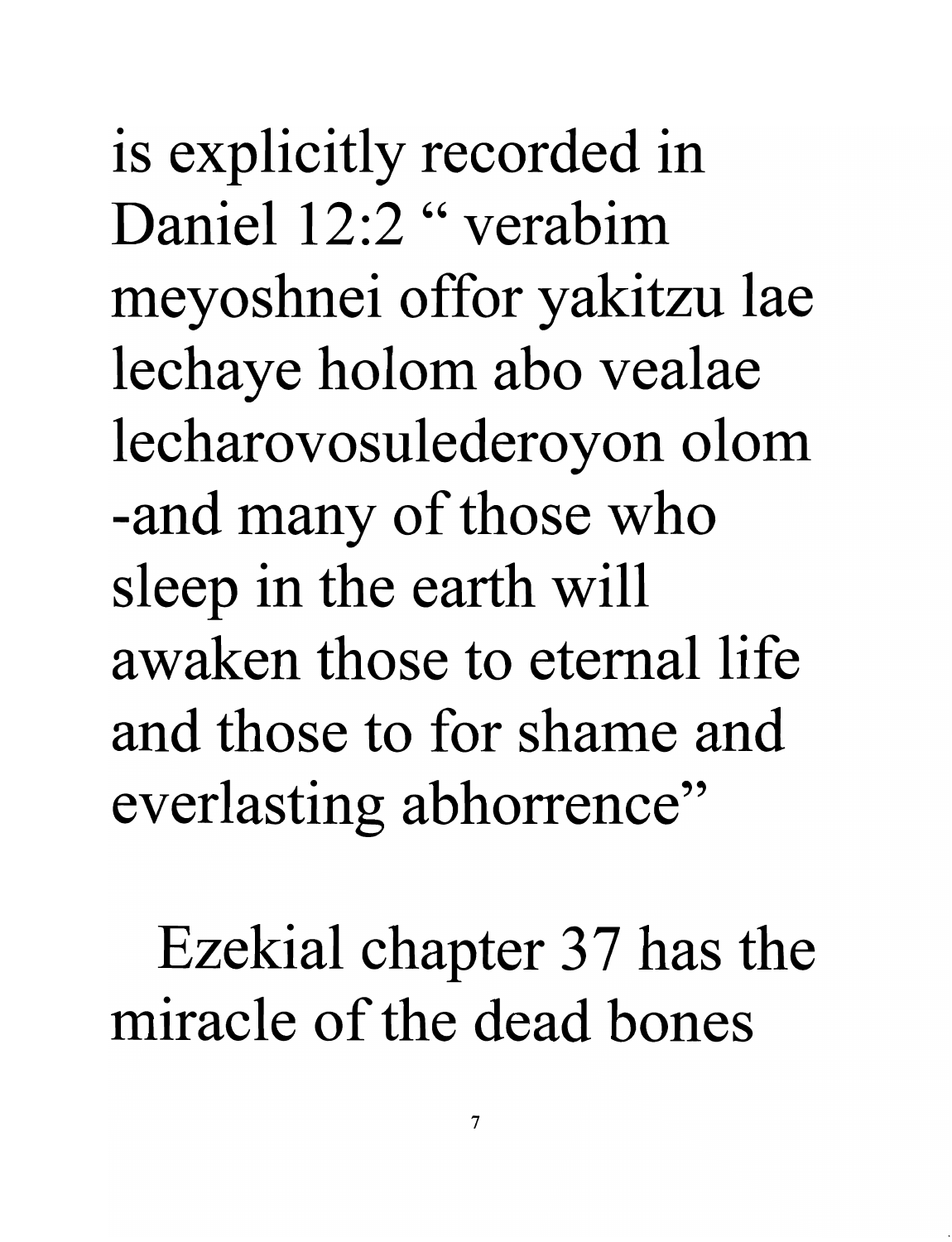is explicitly recorded in Daniel 12:2 " verabim meyoshnei offor yakitzu lae lechaye holom abo vealae lecharovosulederoyon olom -and many of those who sleep in the earth will awaken those to eternal life and those to for shame and everlasting abhorrence"

Ezekial chapter 37 has the miracle of the dead bones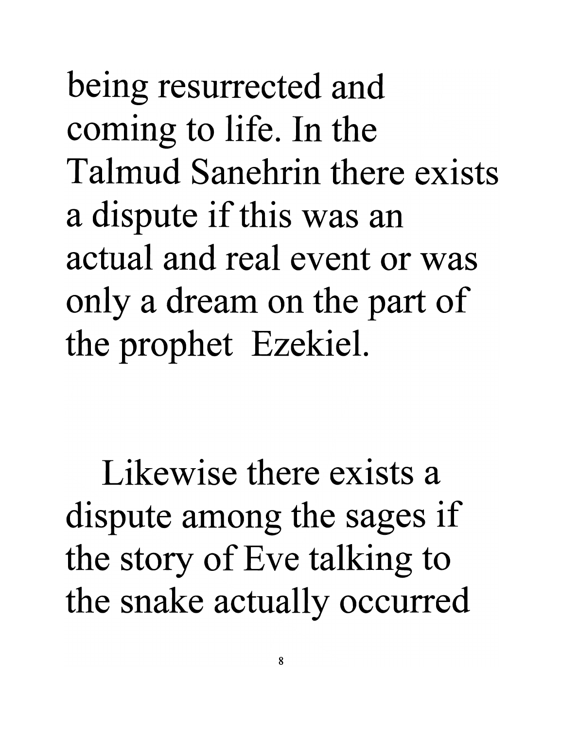being resurrected and coming to life. In the Talmud Sanehrin there exists a dispute if this was an actual and real event or was only a dream on the part of the prophet Ezekiel.

Likewise there exists a dispute among the sages if the story of Eve talking to the snake actually occurred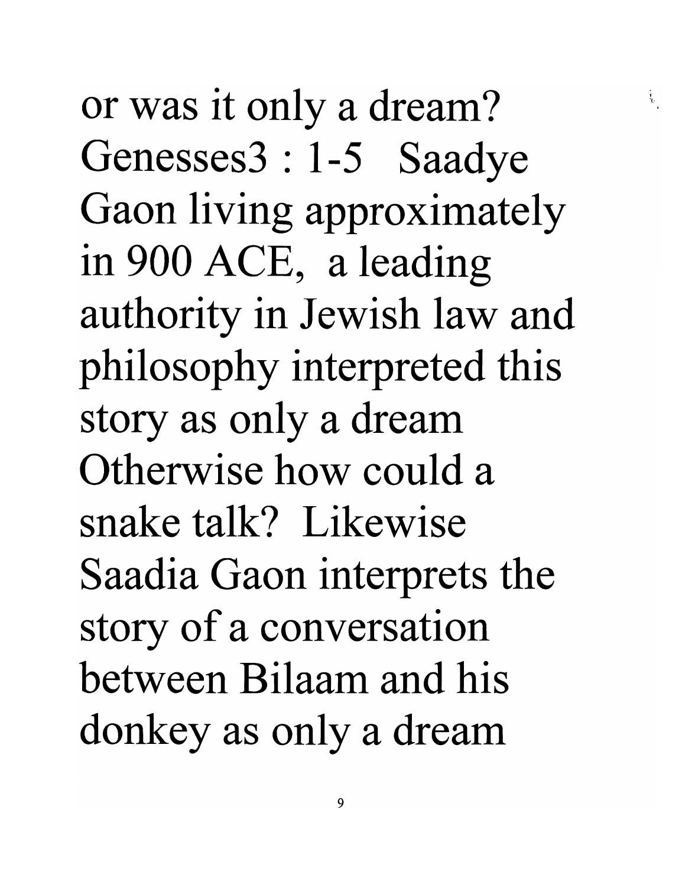or was it only a dream? Genesses3 : 1-5 Saadye Gaon living approximately in 900 ACE, a leading authority in Jewish law and philosophy interpreted this story as only a dream Otherwise how could a snake talk? Likewise Saadia Gaon interprets the story of a conversation between Bilaam and his donkey as only a dream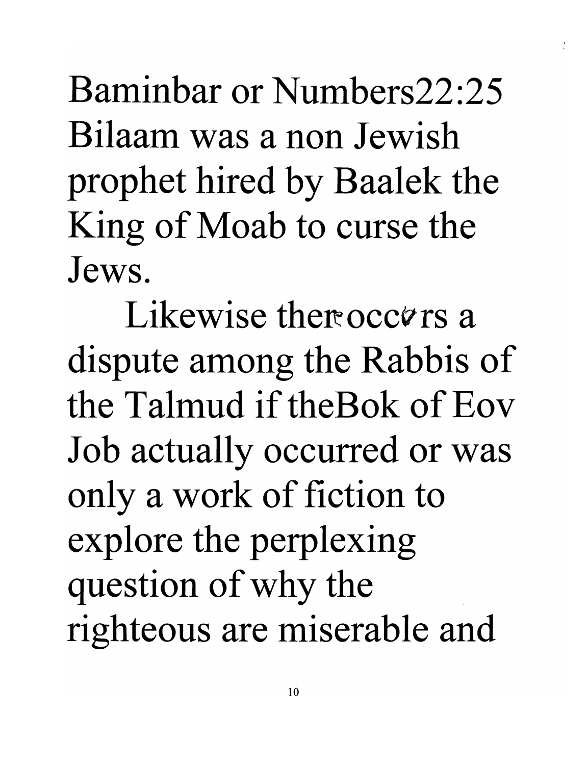Baminbar or Numbers22:25 Bilaam was a non Jewish prophet hired by Baalek the King of Moab to curse the Jews.

Likewise thereoccvrs a dispute among the Rabbis of the Talmud if theBok of Eov Job actually occurred or was only a work of fiction to explore the perplexing question of why the righteous are miserable and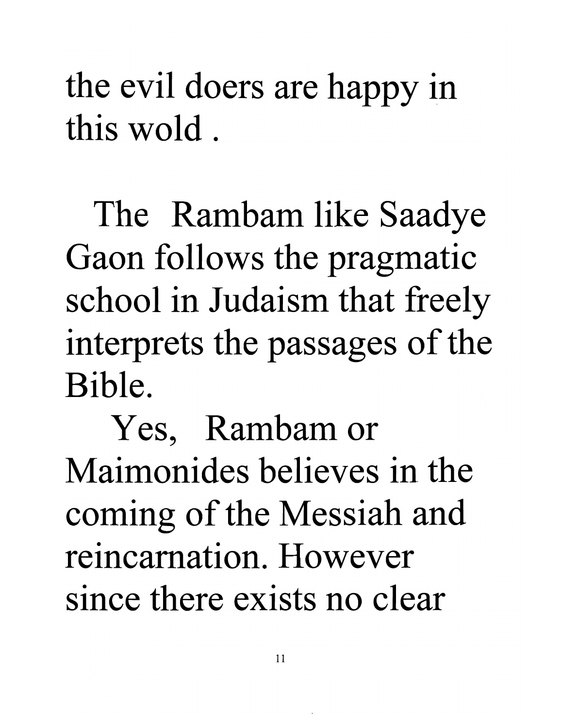the evil doers are happy in this wold .

The Rambam like Saadye Gaon follows the pragmatic school in Judaism that freely interprets the passages of the Bible.

Yes, Rambam or Maimonides believes in the coming of the Messiah and reincarnation. However since there exists no clear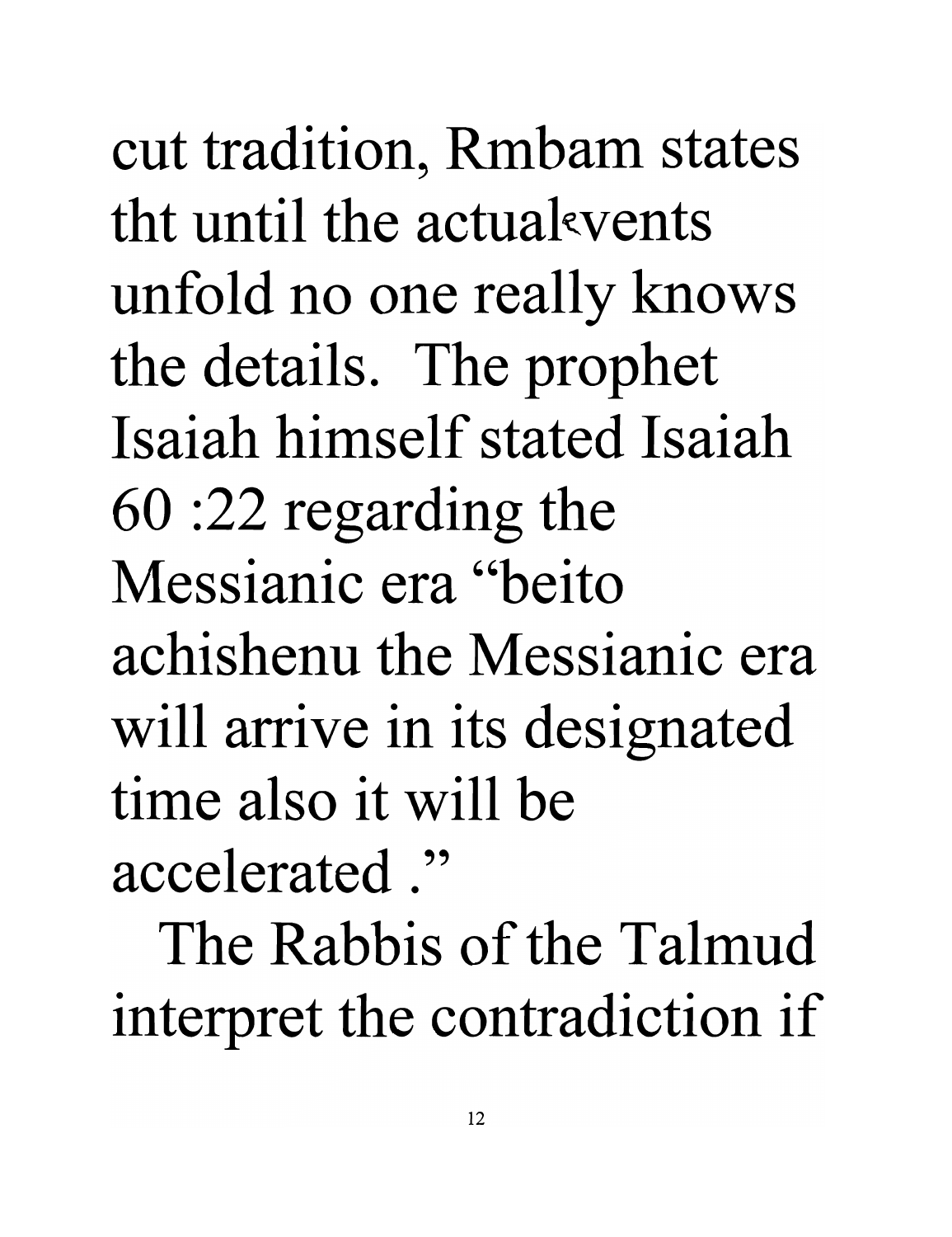cut tradition, Rmbam states tht until the actual vents unfold no one really knows the details. The prophet Isaiah himself stated Isaiah 60 :22 regarding the Messianic era "beito achishenu the Messianic era will arrive in its designated time also it will be accelerated ."

The Rabbis of the Talmud interpret the contradiction if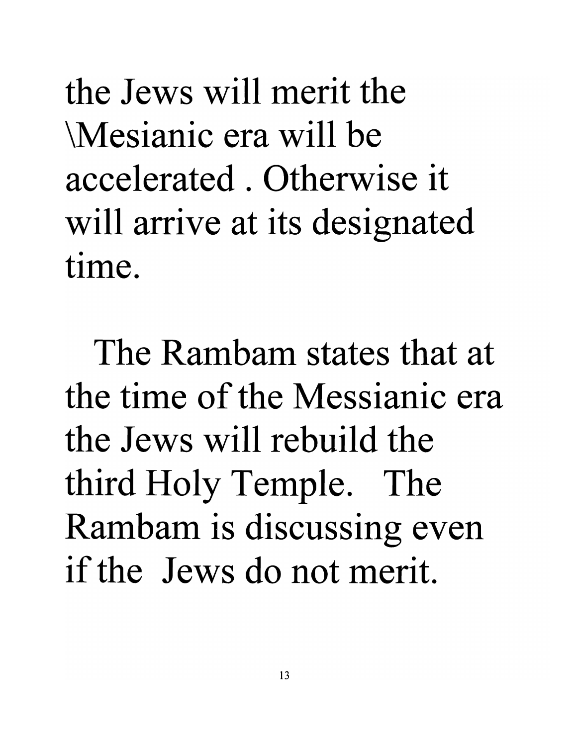the Jews will merit the \Mesianic era will be accelerated . Otherwise it will arrive at its designated time.

The Rambam states that at the time of the Messianic era the Jews will rebuild the third Holy Temple. The Rambam is discussing even if the Jews do not merit.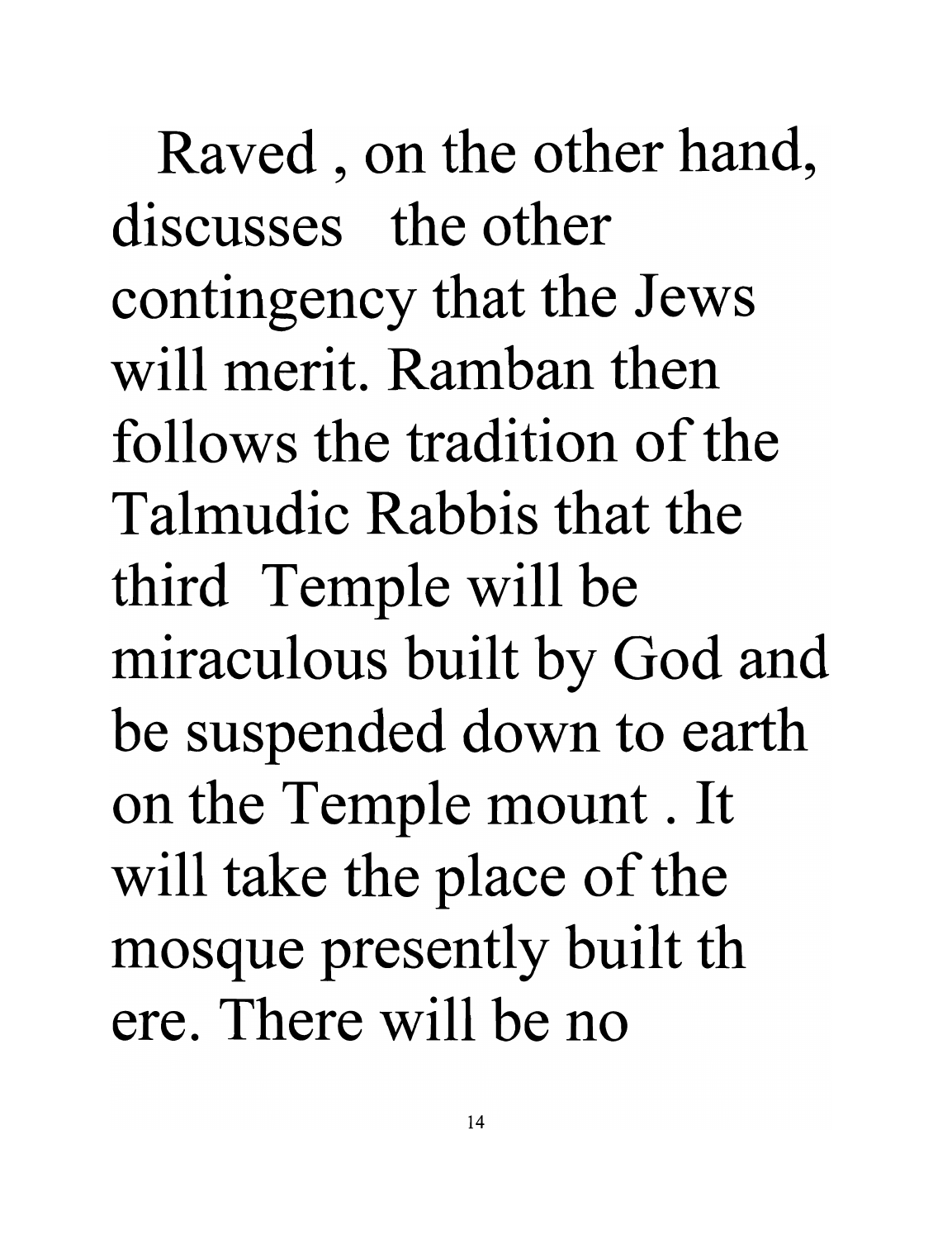Raved , on the other hand, discusses the other contingency that the Jews will merit. Ramban then follows the tradition of the Talmudic Rabbis that the third Temple will be miraculous built by God and be suspended down to earth on the Temple mount . It will take the place of the mosque presently built th ere. There will be no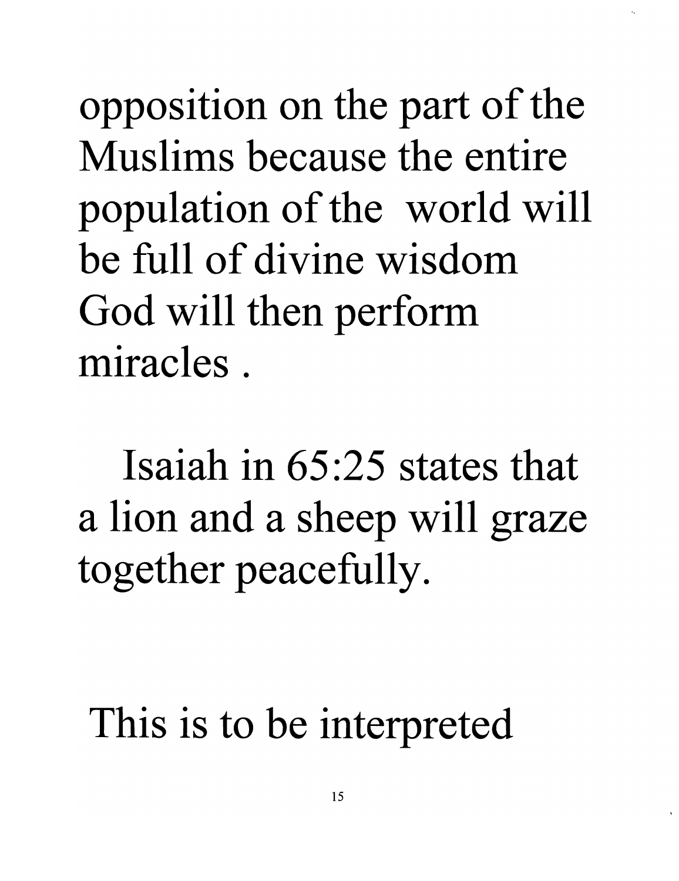opposition on the part of the Muslims because the entire population of the world will be full of divine wisdom God will then perform miracles .

Isaiah in 65:25 states that a lion and a sheep will graze together peacefully.

This is to be interpreted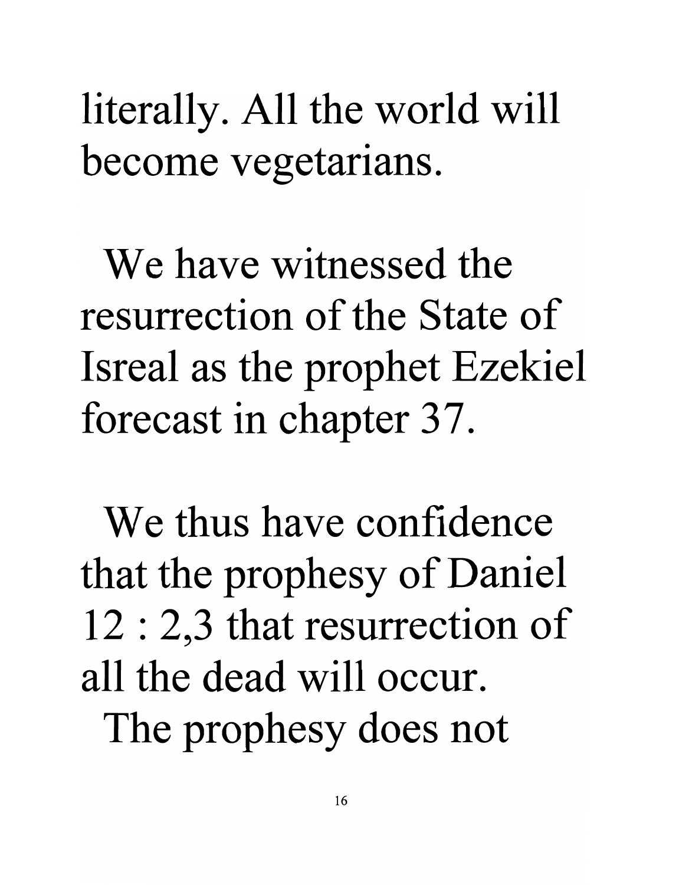literally. All the world will become vegetarians.

We have witnessed the resurrection of the State of Isreal as the prophet Ezekiel forecast in chapter 37.

We thus have confidence that the prophesy of Daniel 12 : 2,3 that resurrection of all the dead will occur. The prophesy does not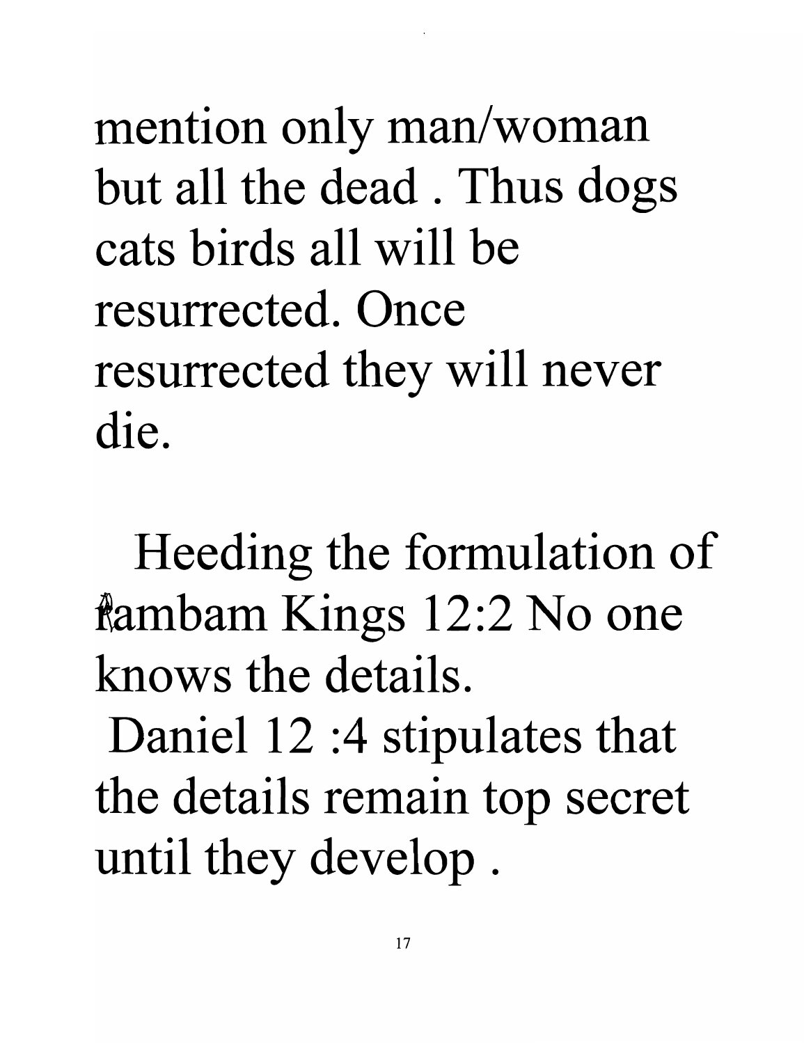mention only man/woman but all the dead . Thus dogs cats birds all will be resurrected. Once resurrected they will never die.

Heeding the formulation of Rambam Kings 12:2 No one knows the details.

Daniel 12 :4 stipulates that the details remain top secret until they develop .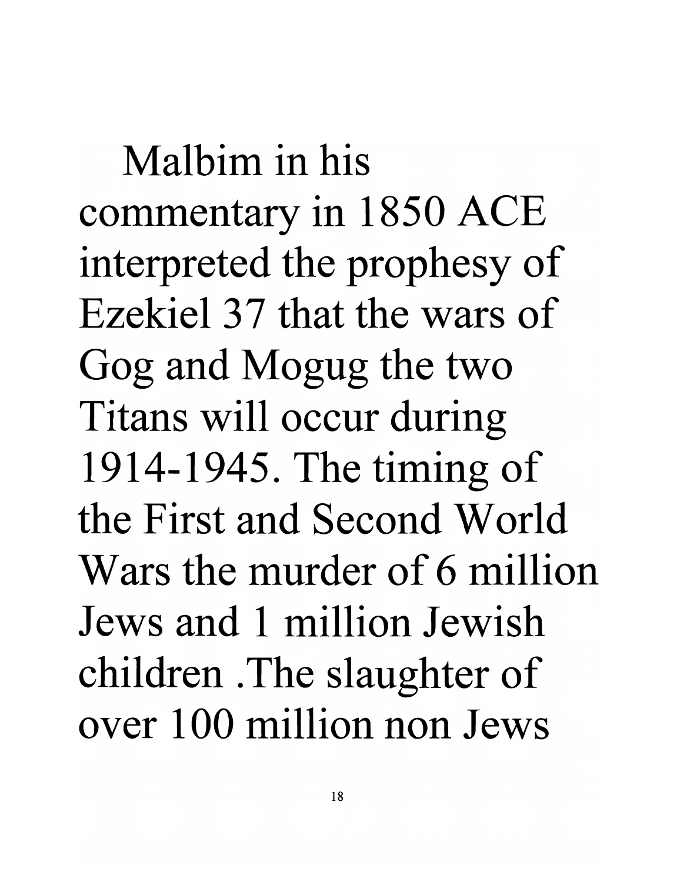Malbim in his commentary in 1850 ACE interpreted the prophesy of Ezekiel 37 that the wars of Gog and Mogug the two Titans will occur during 1914-1945. The timing of the First and Second World Wars the murder of 6 million Jews and 1 million Jewish children .The slaughter of over 100 million non Jews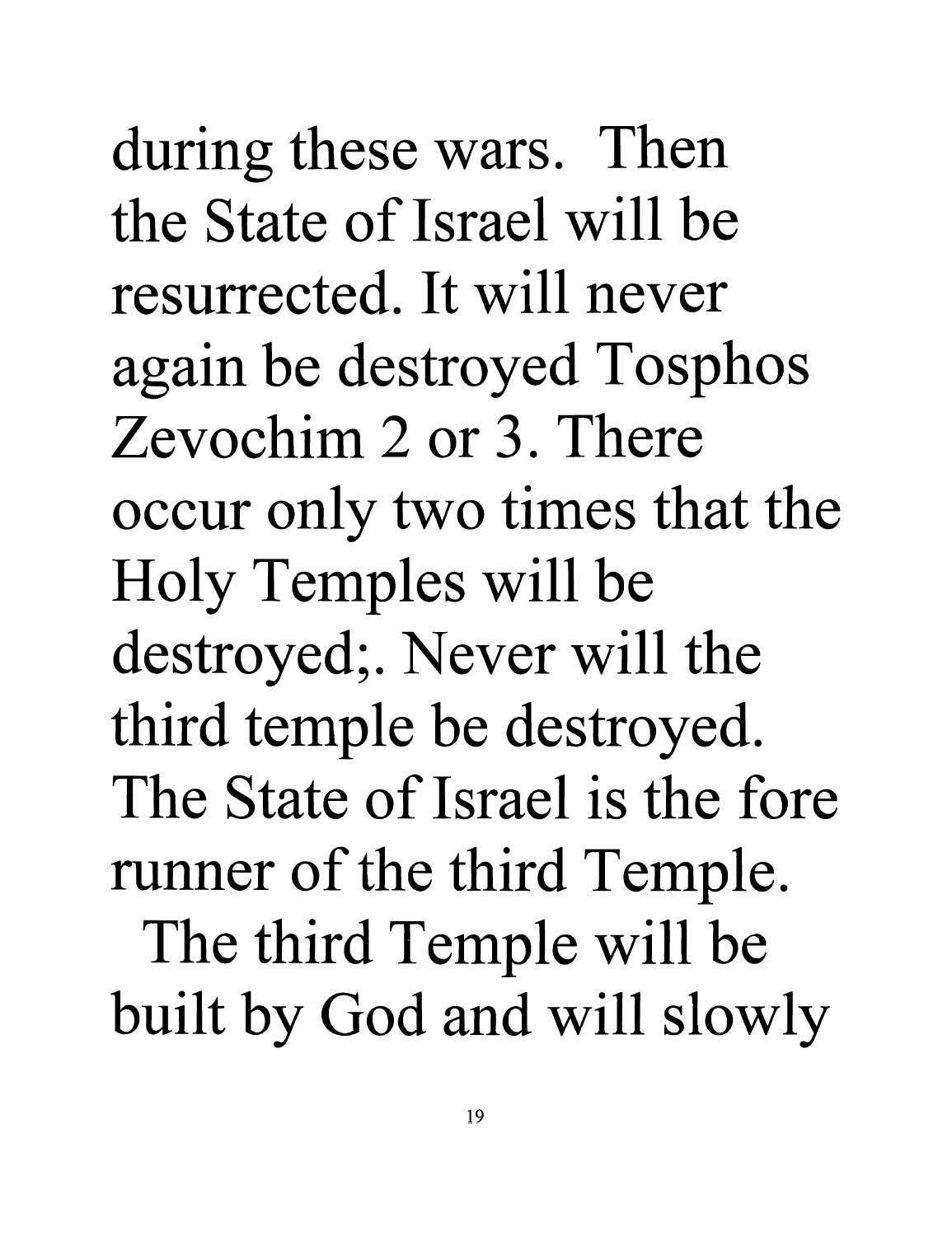during these wars. Then the State of Israel will be resurrected. It will never again be destroyed Tosphos Zevochim 2 or 3. There occur only two times that the Holy Temples will be destroyed;. Never will the third temple be destroyed. The State of Israel is the fore runner of the third Temple.

The third Temple will be built by God and will slowly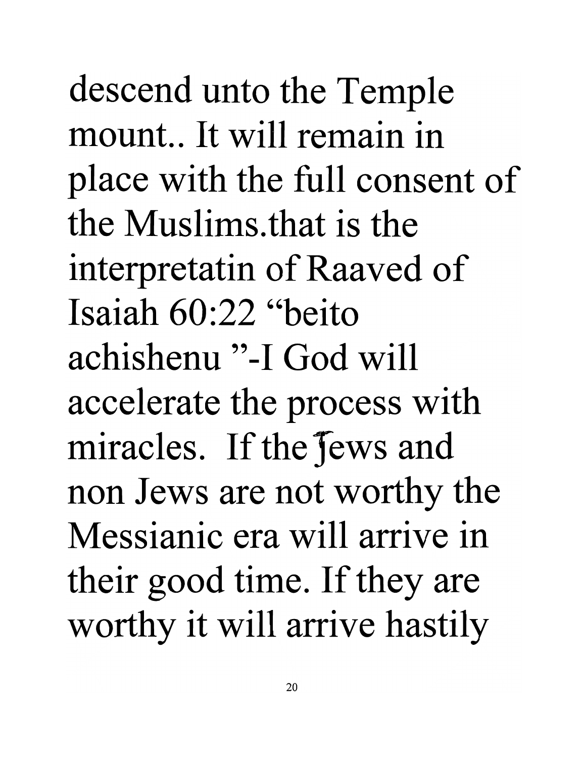descend unto the Temple mount.. It will remain in place with the full consent of the Muslims.that is the interpretatin of Raaved of Isaiah 60:22 "beito achishenu "-I God will accelerate the process with miracles. If the Jews and non Jews are not worthy the Messianic era will arrive in their good time. If they are worthy it will arrive hastily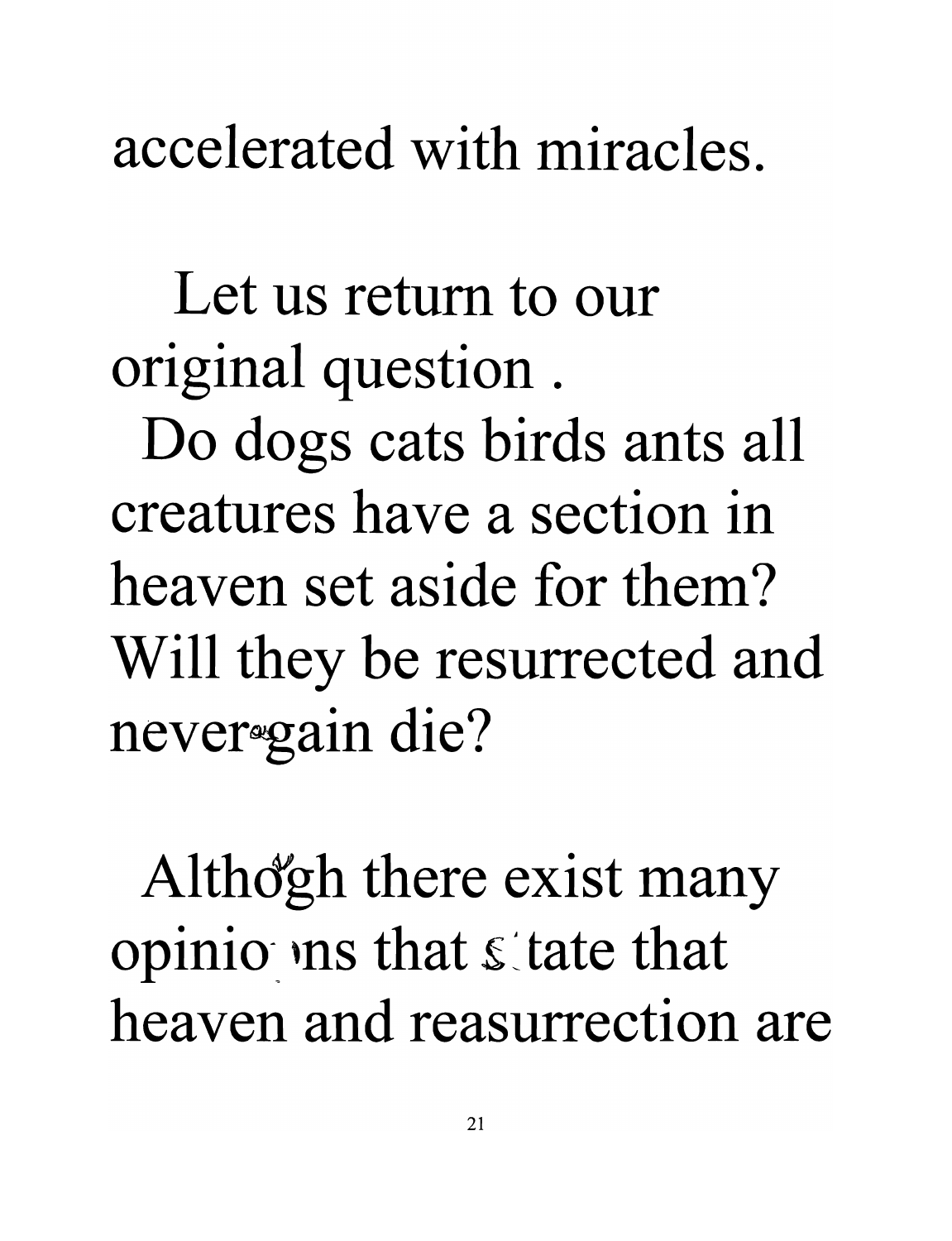accelerated with miracles.

Let us return to our original question .
Do dogs cats birds ants all creatures have a section in heaven set aside for them? Will they be resurrected and never again die?

Although there exist many opinions that state that heaven and reasurrection are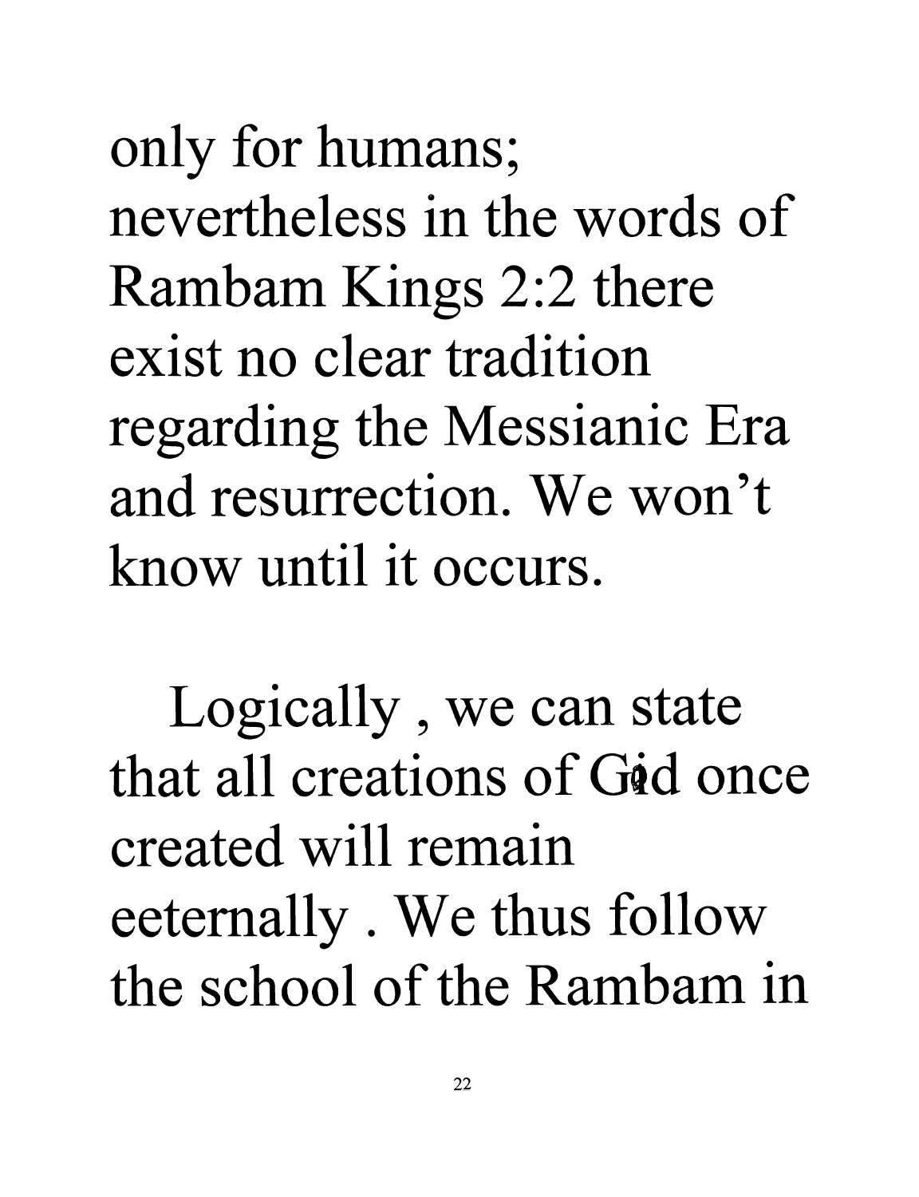only for humans; nevertheless in the words of Rambam Kings 2:2 there exist no clear tradition regarding the Messianic Era and resurrection. We won't know until it occurs.

Logically , we can state that all creations of God once created will remain eeternally . We thus follow the school of the Rambam in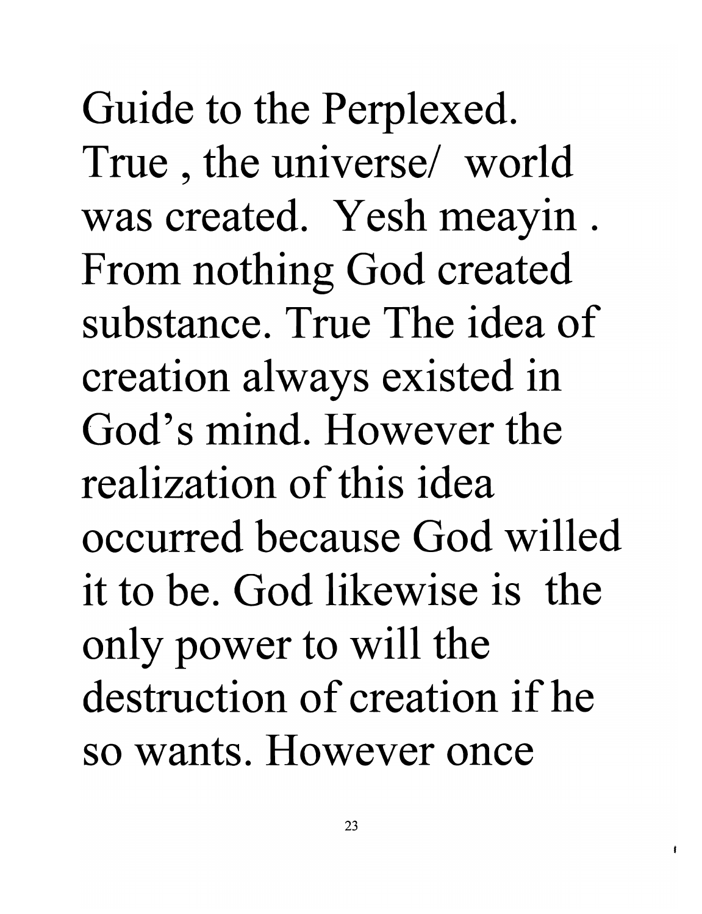Guide to the Perplexed. True , the universe/ world was created. Yesh meayin . From nothing God created substance. True The idea of creation always existed in God's mind. However the realization of this idea occurred because God willed it to be. God likewise is the only power to will the destruction of creation if he so wants. However once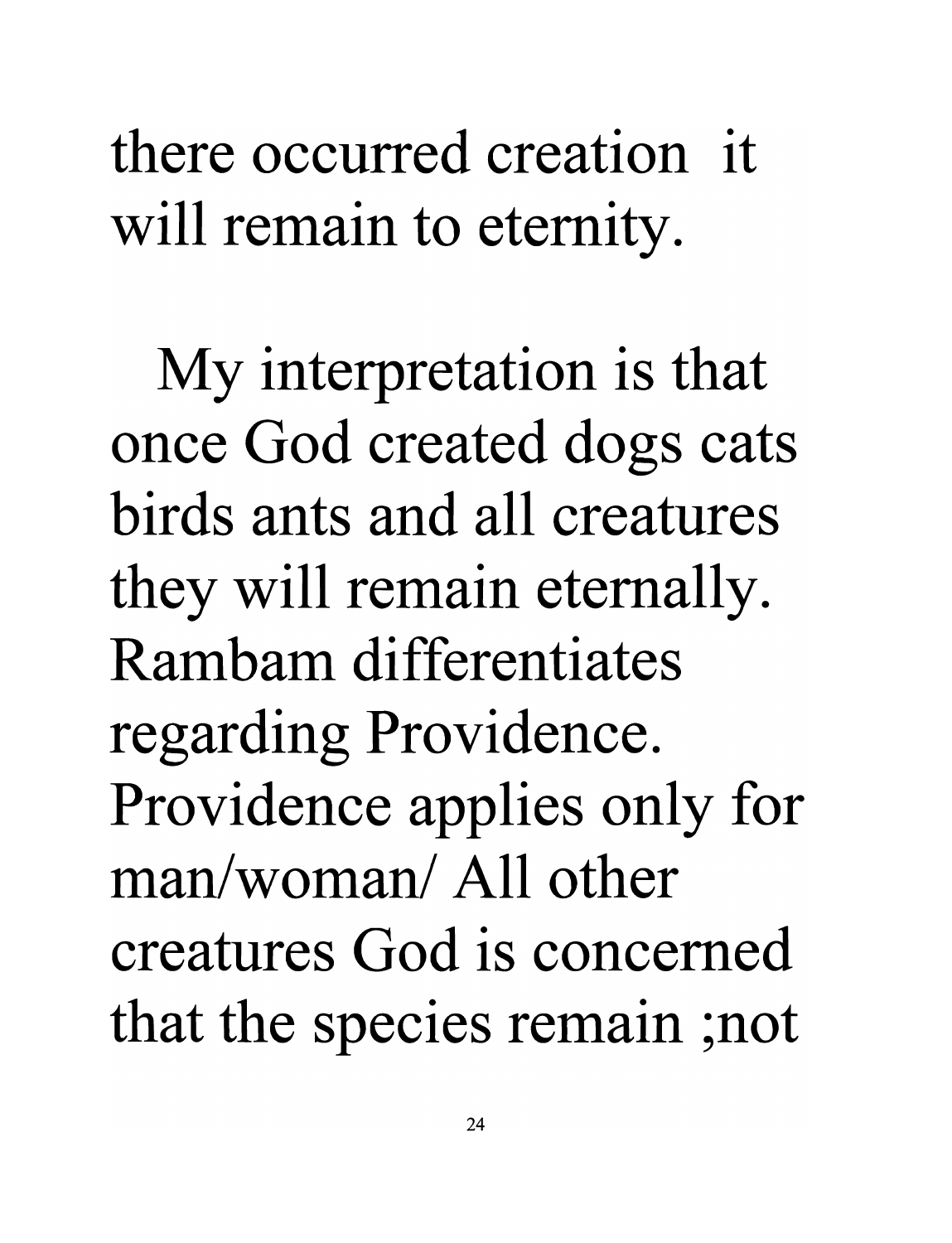there occurred creation  it will remain to eternity.

My interpretation is that once God created dogs cats birds ants and all creatures they will remain eternally. Rambam differentiates regarding Providence. Providence applies only for man/woman/ All other creatures God is concerned that the species remain ;not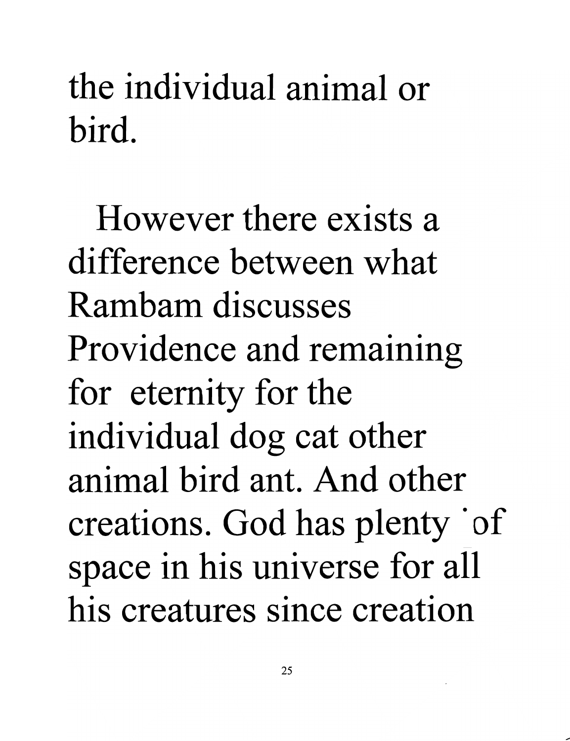the individual animal or bird.

However there exists a difference between what Rambam discusses Providence and remaining for eternity for the individual dog cat other animal bird ant. And other creations. God has plenty of space in his universe for all his creatures since creation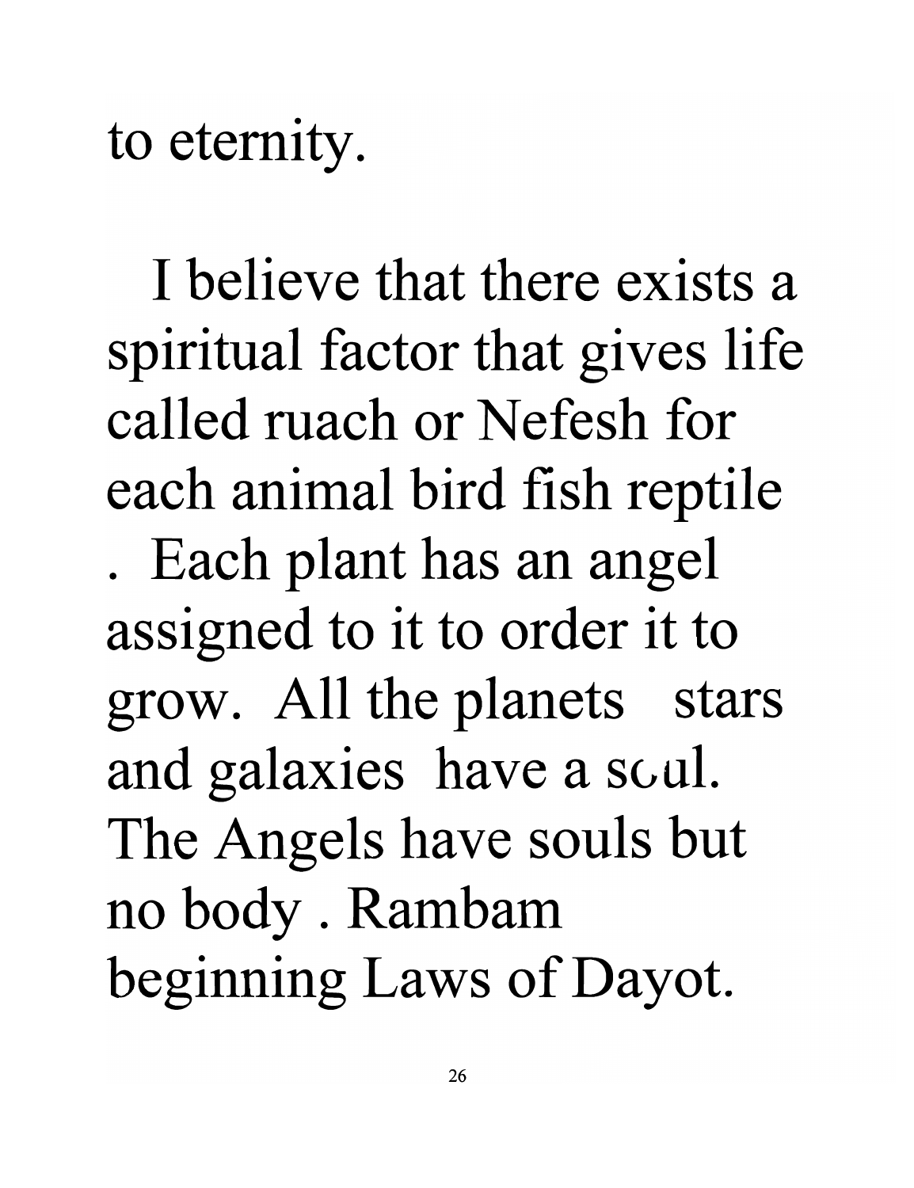to eternity.

I believe that there exists a spiritual factor that gives life called ruach or Nefesh for each animal bird fish reptile . Each plant has an angel assigned to it to order it to grow. All the planets stars and galaxies have a soul. The Angels have souls but no body . Rambam beginning Laws of Dayot.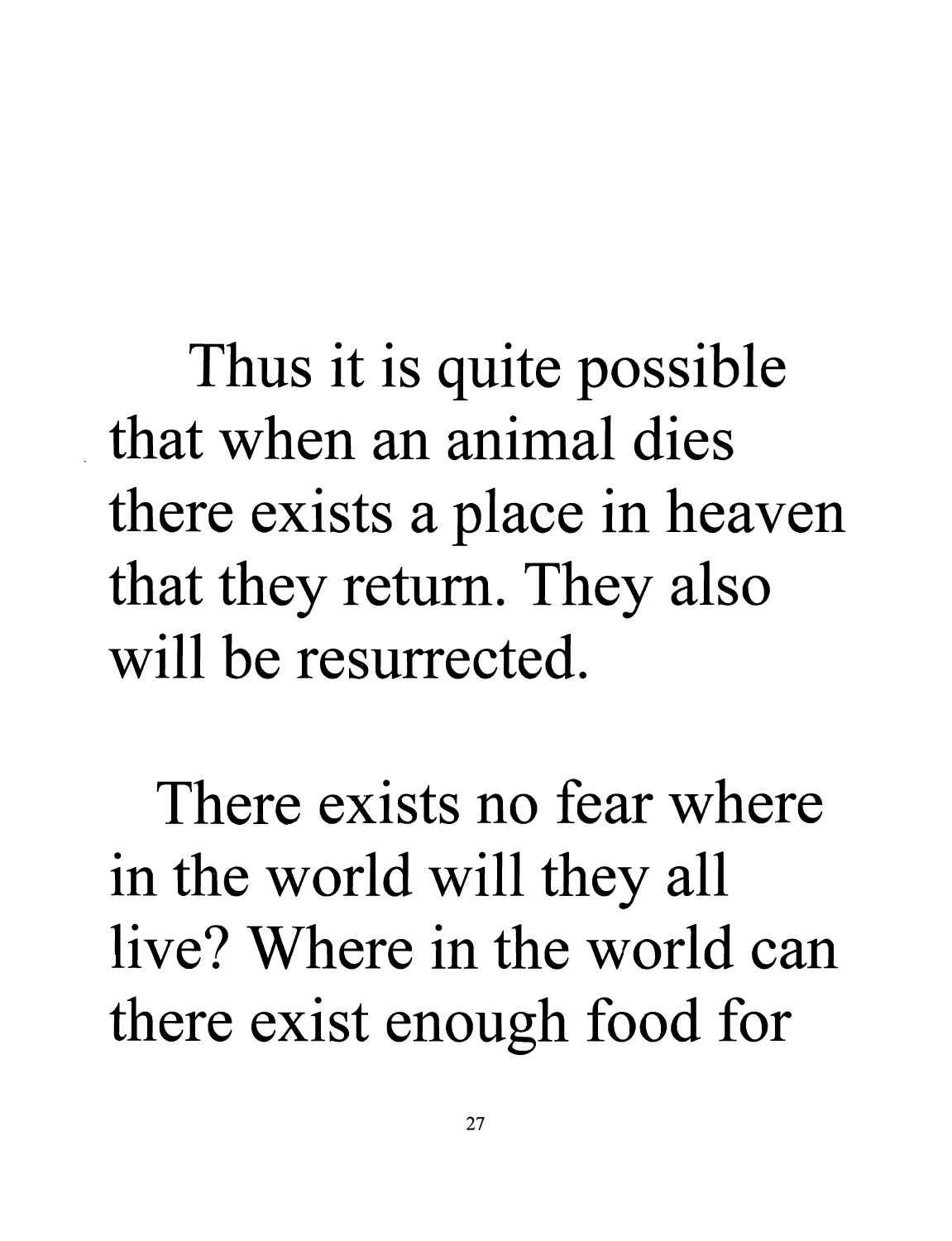Thus it is quite possible that when an animal dies there exists a place in heaven that they return. They also will be resurrected.

There exists no fear where in the world will they all live? Where in the world can there exist enough food for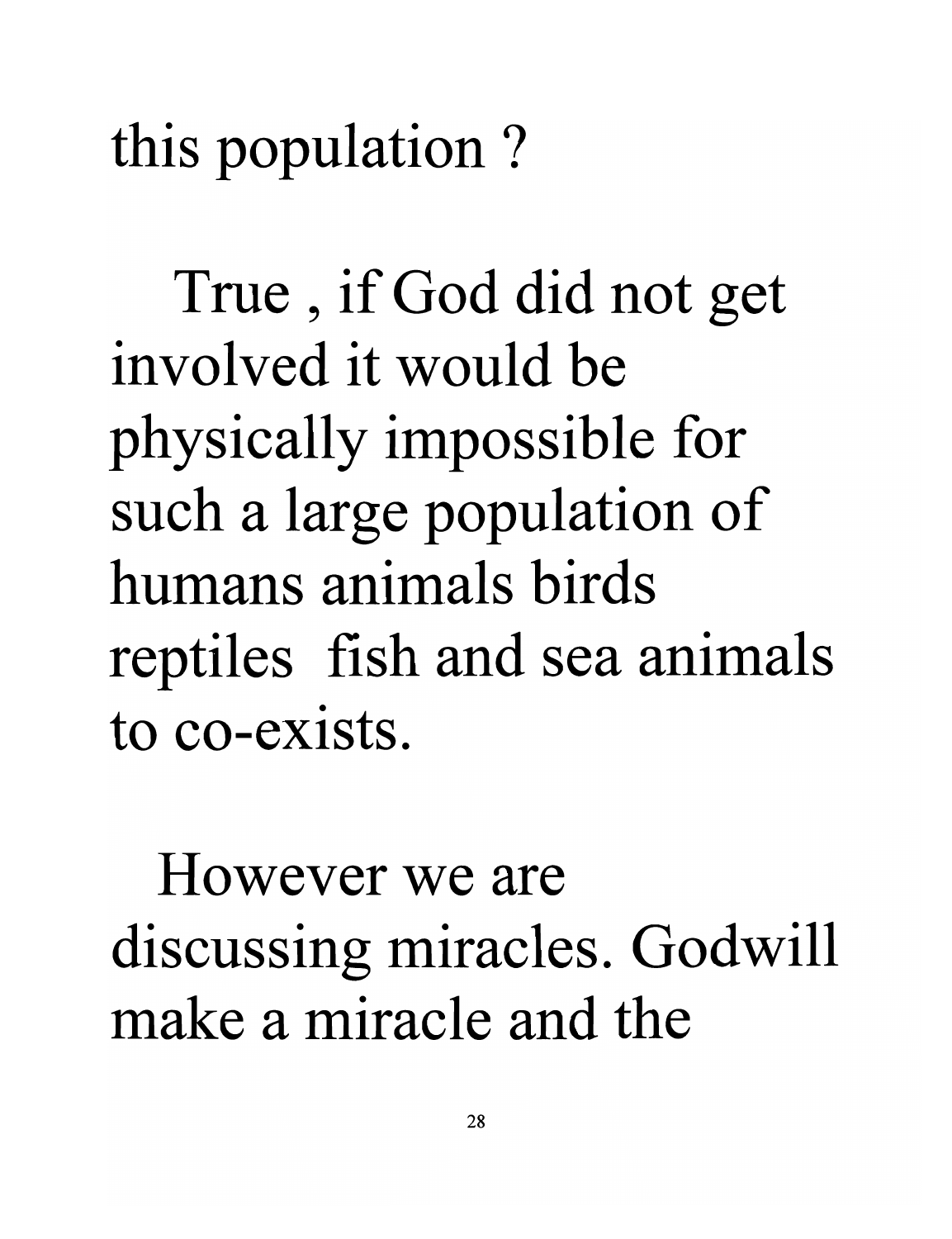this population ?

True , if God did not get involved it would be physically impossible for such a large population of humans animals birds reptiles fish and sea animals to co-exists.

However we are discussing miracles. Godwill make a miracle and the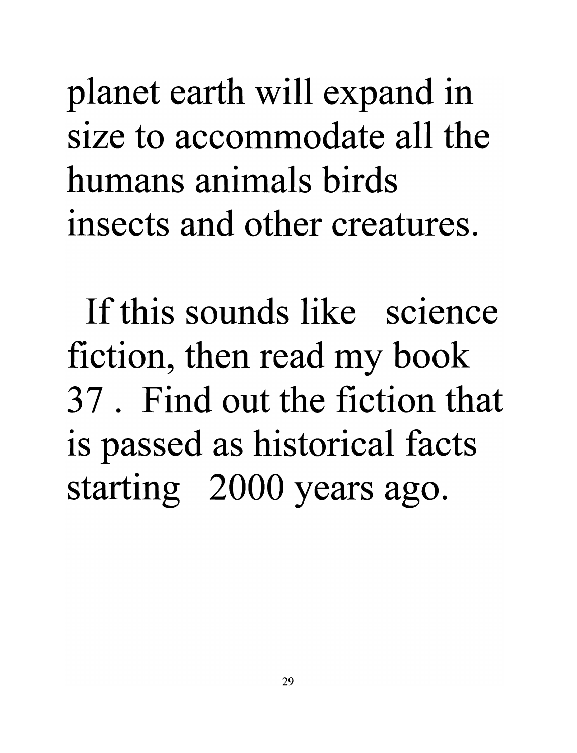planet earth will expand in size to accommodate all the humans animals birds insects and other creatures.

If this sounds like science fiction, then read my book 37 . Find out the fiction that is passed as historical facts starting 2000 years ago.